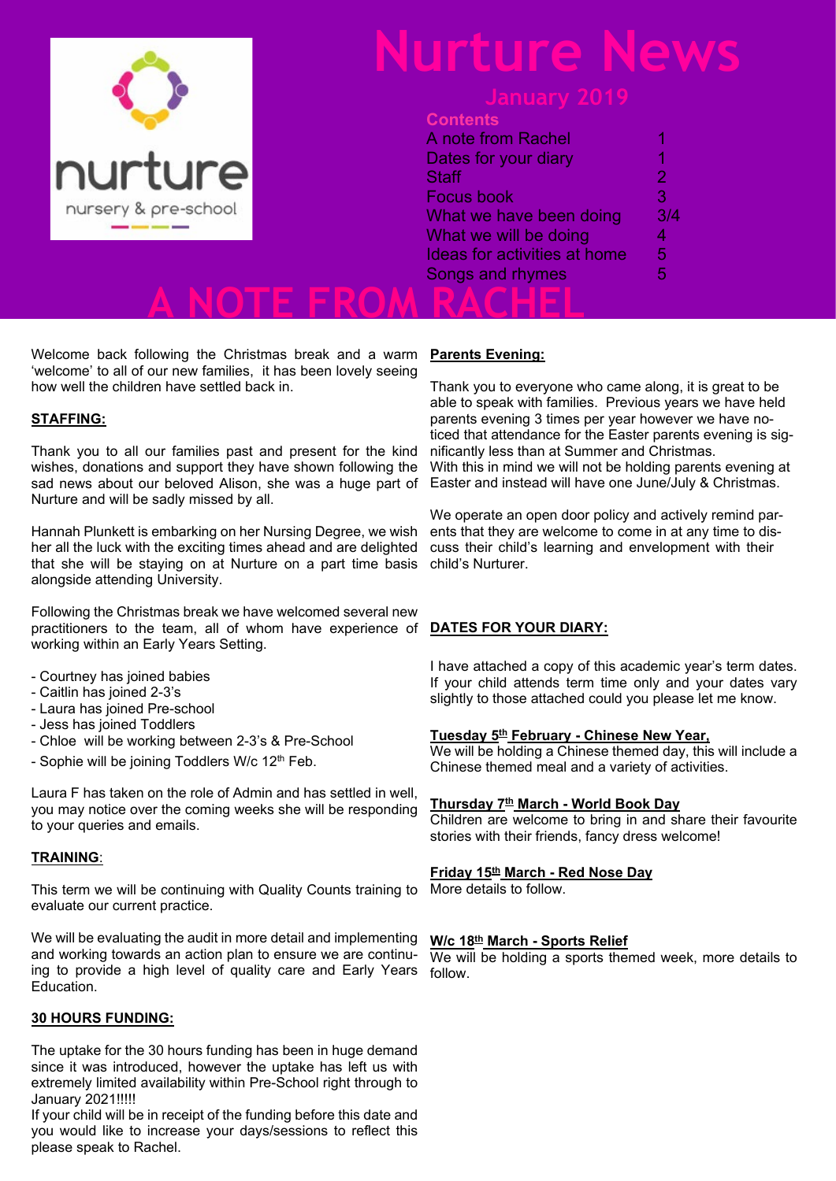nurture

nursery & pre-school

# Nurture News

## January 2019

**Contents**

| | |
|---|---|
| A note from Rachel | 1 |
| Dates for your diary | 1 |
| Staff | 2 |
| Focus book | 3 |
| What we have been doing | 3/4 |
| What we will be doing | 4 |
| Ideas for activities at home | 5 |
| Songs and rhymes | 5 |

# A NOTE FROM RACHEL

Welcome back following the Christmas break and a warm 'welcome' to all of our new families, it has been lovely seeing how well the children have settled back in.

**STAFFING:**

Thank you to all our families past and present for the kind wishes, donations and support they have shown following the sad news about our beloved Alison, she was a huge part of Nurture and will be sadly missed by all.

Hannah Plunkett is embarking on her Nursing Degree, we wish her all the luck with the exciting times ahead and are delighted that she will be staying on at Nurture on a part time basis alongside attending University.

Following the Christmas break we have welcomed several new practitioners to the team, all of whom have experience of working within an Early Years Setting.

- Courtney has joined babies
- Caitlin has joined 2-3's
- Laura has joined Pre-school
- Jess has joined Toddlers
- Chloe will be working between 2-3's & Pre-School
- Sophie will be joining Toddlers W/c 12th Feb.

Laura F has taken on the role of Admin and has settled in well, you may notice over the coming weeks she will be responding to your queries and emails.

**TRAINING:**

This term we will be continuing with Quality Counts training to evaluate our current practice.

We will be evaluating the audit in more detail and implementing and working towards an action plan to ensure we are continuing to provide a high level of quality care and Early Years Education.

**30 HOURS FUNDING:**

The uptake for the 30 hours funding has been in huge demand since it was introduced, however the uptake has left us with extremely limited availability within Pre-School right through to January 2021!!!!!

If your child will be in receipt of the funding before this date and you would like to increase your days/sessions to reflect this please speak to Rachel.

**Parents Evening:**

Thank you to everyone who came along, it is great to be able to speak with families. Previous years we have held parents evening 3 times per year however we have noticed that attendance for the Easter parents evening is significantly less than at Summer and Christmas.
With this in mind we will not be holding parents evening at Easter and instead will have one June/July & Christmas.

We operate an open door policy and actively remind parents that they are welcome to come in at any time to discuss their child's learning and envelopment with their child's Nurturer.

**DATES FOR YOUR DIARY:**

I have attached a copy of this academic year's term dates. If your child attends term time only and your dates vary slightly to those attached could you please let me know.

**Tuesday 5th February - Chinese New Year,**
We will be holding a Chinese themed day, this will include a Chinese themed meal and a variety of activities.

**Thursday 7th March - World Book Day**
Children are welcome to bring in and share their favourite stories with their friends, fancy dress welcome!

**Friday 15th March - Red Nose Day**
More details to follow.

**W/c 18th March - Sports Relief**
We will be holding a sports themed week, more details to follow.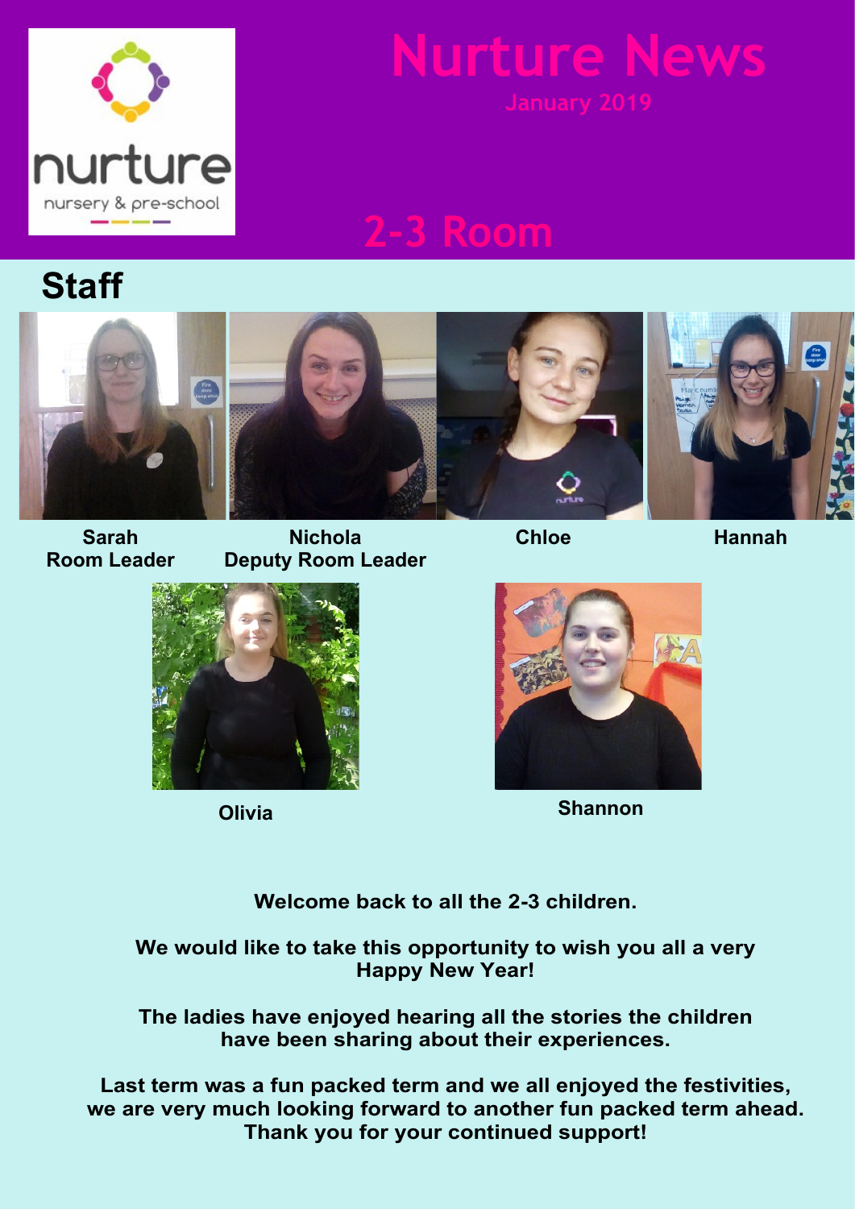# Nurture News

January 2019

## 2-3 Room

## Staff

**Sarah**
**Room Leader**

**Nichola**
**Deputy Room Leader**

**Chloe**

**Hannah**

**Olivia**

**Shannon**

**Welcome back to all the 2-3 children.**

**We would like to take this opportunity to wish you all a very Happy New Year!**

**The ladies have enjoyed hearing all the stories the children have been sharing about their experiences.**

**Last term was a fun packed term and we all enjoyed the festivities, we are very much looking forward to another fun packed term ahead. Thank you for your continued support!**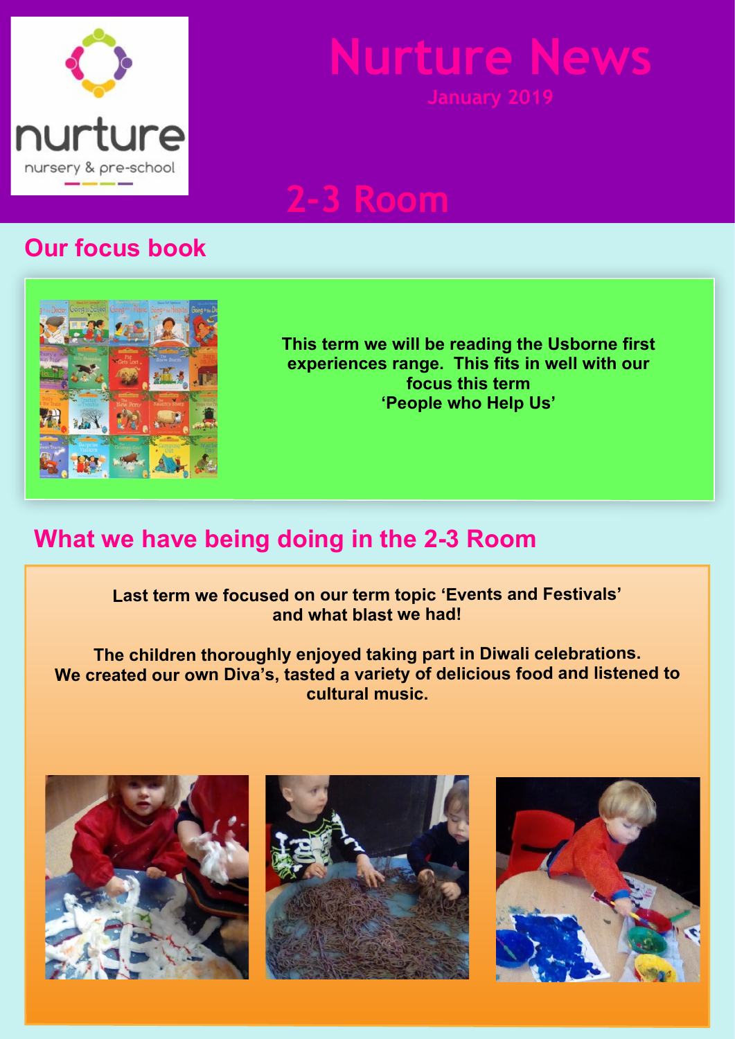# Nurture News

January 2019

## 2-3 Room

## Our focus book

**This term we will be reading the Usborne first experiences range. This fits in well with our focus this term 'People who Help Us'**

## What we have being doing in the 2-3 Room

**Last term we focused on our term topic 'Events and Festivals' and what blast we had!**

**The children thoroughly enjoyed taking part in Diwali celebrations. We created our own Diva's, tasted a variety of delicious food and listened to cultural music.**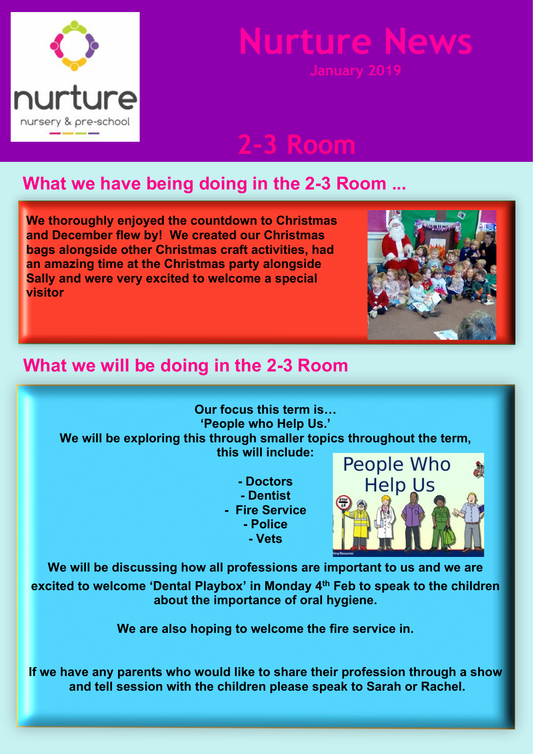# Nurture News

**January 2019**

## 2-3 Room

## What we have being doing in the 2-3 Room ...

**We thoroughly enjoyed the countdown to Christmas and December flew by! We created our Christmas bags alongside other Christmas craft activities, had an amazing time at the Christmas party alongside Sally and were very excited to welcome a special visitor**

## What we will be doing in the 2-3 Room

**Our focus this term is…**
**'People who Help Us.'**
**We will be exploring this through smaller topics throughout the term, this will include:**

- **Doctors**
- **Dentist**
- **Fire Service**
- **Police**
- **Vets**

**We will be discussing how all professions are important to us and we are excited to welcome 'Dental Playbox' in Monday 4th Feb to speak to the children about the importance of oral hygiene.**

**We are also hoping to welcome the fire service in.**

**If we have any parents who would like to share their profession through a show and tell session with the children please speak to Sarah or Rachel.**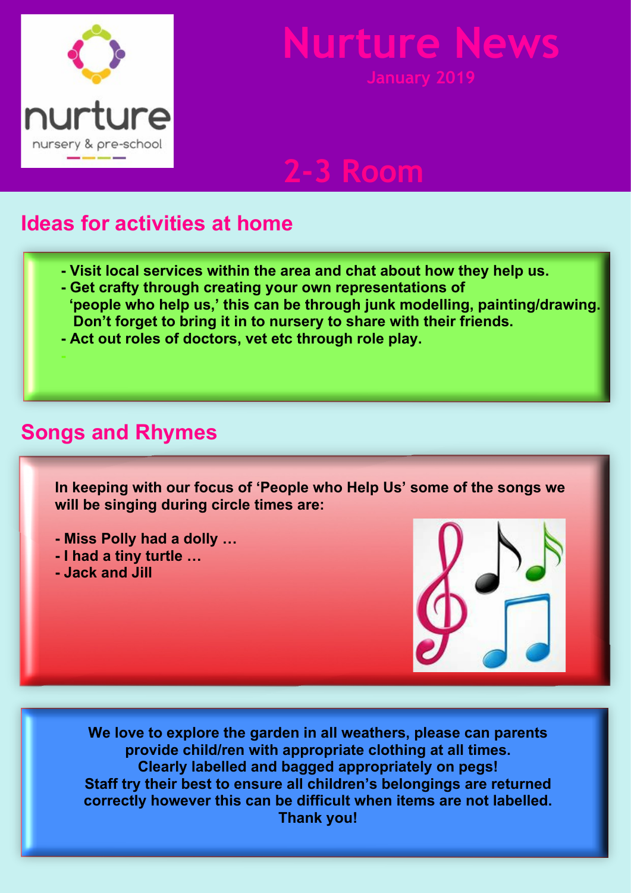# Nurture News

**January 2019**

## 2-3 Room

## Ideas for activities at home

- Visit local services within the area and chat about how they help us.
- Get crafty through creating your own representations of 'people who help us,' this can be through junk modelling, painting/drawing. Don't forget to bring it in to nursery to share with their friends.
- Act out roles of doctors, vet etc through role play.

## Songs and Rhymes

**In keeping with our focus of 'People who Help Us' some of the songs we will be singing during circle times are:**

- Miss Polly had a dolly …
- I had a tiny turtle …
- Jack and Jill

**We love to explore the garden in all weathers, please can parents provide child/ren with appropriate clothing at all times. Clearly labelled and bagged appropriately on pegs! Staff try their best to ensure all children's belongings are returned correctly however this can be difficult when items are not labelled. Thank you!**